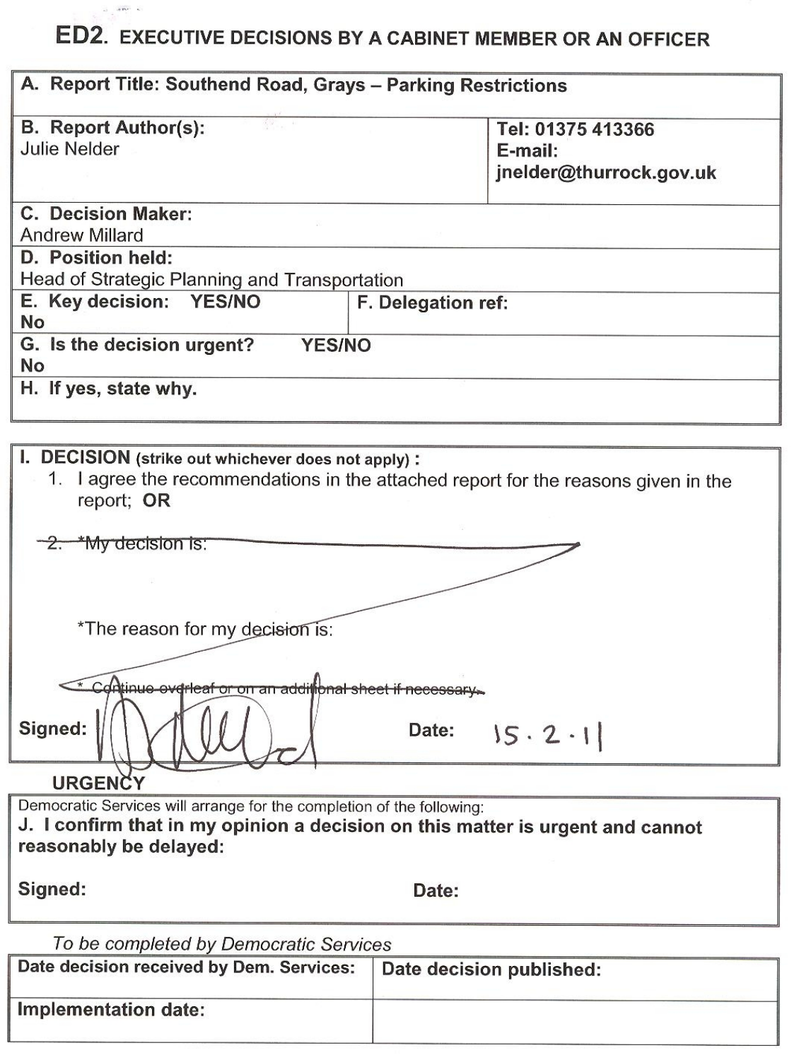# ED2. EXECUTIVE DECISIONS BY A CABINET MEMBER OR AN OFFICER

| | |
|---|---|
| **A. Report Title: Southend Road, Grays – Parking Restrictions** | |
| **B. Report Author(s):** Julie Nelder | **Tel: 01375 413366** **E-mail:** **jnelder@thurrock.gov.uk** |
| **C. Decision Maker:** Andrew Millard | |
| **D. Position held:** Head of Strategic Planning and Transportation | |
| **E. Key decision: YES/NO** No | **F. Delegation ref:** |
| **G. Is the decision urgent? YES/NO** No | |
| **H. If yes, state why.** | |

**I. DECISION** (strike out whichever does not apply) **:**

1. I agree the recommendations in the attached report for the reasons given in the report; **OR**

~~2. *My decision is:~~

~~*The reason for my decision is:~~

~~* Continue overleaf or on an additional sheet if necessary.~~

**Signed:** [signature] **Date:** 15 · 2 · 11

**URGENCY**

Democratic Services will arrange for the completion of the following:

**J. I confirm that in my opinion a decision on this matter is urgent and cannot reasonably be delayed:**

**Signed:** **Date:**

*To be completed by Democratic Services*

| Date decision received by Dem. Services: | Date decision published: |
|---|---|
| **Implementation date:** | |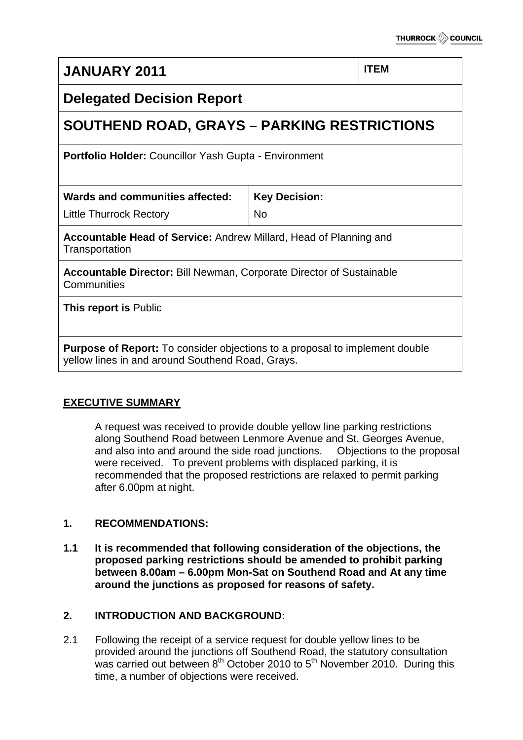| **JANUARY 2011** | | **ITEM** |
|---|---|---|
| **Delegated Decision Report** | | |
| **SOUTHEND ROAD, GRAYS – PARKING RESTRICTIONS** | | |
| **Portfolio Holder:** Councillor Yash Gupta - Environment | | |
| **Wards and communities affected:** Little Thurrock Rectory | **Key Decision:** No | |
| **Accountable Head of Service:** Andrew Millard, Head of Planning and Transportation | | |
| **Accountable Director:** Bill Newman, Corporate Director of Sustainable Communities | | |
| **This report is** Public | | |
| **Purpose of Report:** To consider objections to a proposal to implement double yellow lines in and around Southend Road, Grays. | | |

## EXECUTIVE SUMMARY

A request was received to provide double yellow line parking restrictions along Southend Road between Lenmore Avenue and St. Georges Avenue, and also into and around the side road junctions. Objections to the proposal were received. To prevent problems with displaced parking, it is recommended that the proposed restrictions are relaxed to permit parking after 6.00pm at night.

## 1. RECOMMENDATIONS:

**1.1 It is recommended that following consideration of the objections, the proposed parking restrictions should be amended to prohibit parking between 8.00am – 6.00pm Mon-Sat on Southend Road and At any time around the junctions as proposed for reasons of safety.**

## 2. INTRODUCTION AND BACKGROUND:

2.1 Following the receipt of a service request for double yellow lines to be provided around the junctions off Southend Road, the statutory consultation was carried out between 8th October 2010 to 5th November 2010. During this time, a number of objections were received.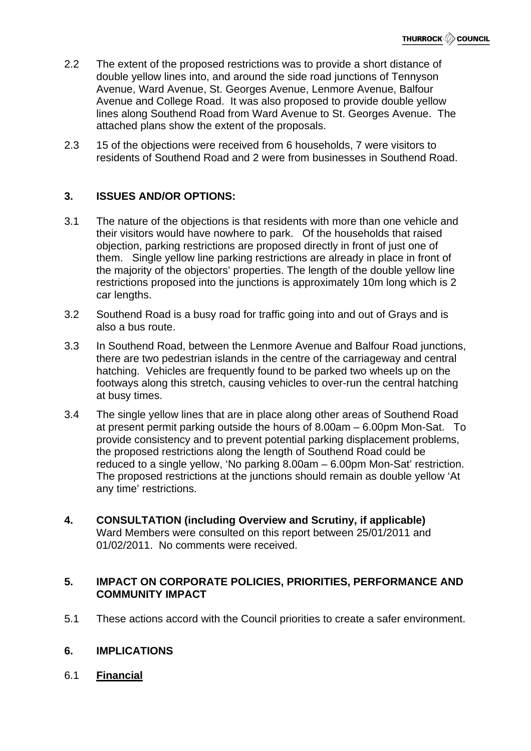2.2 The extent of the proposed restrictions was to provide a short distance of double yellow lines into, and around the side road junctions of Tennyson Avenue, Ward Avenue, St. Georges Avenue, Lenmore Avenue, Balfour Avenue and College Road. It was also proposed to provide double yellow lines along Southend Road from Ward Avenue to St. Georges Avenue. The attached plans show the extent of the proposals.

2.3 15 of the objections were received from 6 households, 7 were visitors to residents of Southend Road and 2 were from businesses in Southend Road.

## 3. ISSUES AND/OR OPTIONS:

3.1 The nature of the objections is that residents with more than one vehicle and their visitors would have nowhere to park. Of the households that raised objection, parking restrictions are proposed directly in front of just one of them. Single yellow line parking restrictions are already in place in front of the majority of the objectors' properties. The length of the double yellow line restrictions proposed into the junctions is approximately 10m long which is 2 car lengths.

3.2 Southend Road is a busy road for traffic going into and out of Grays and is also a bus route.

3.3 In Southend Road, between the Lenmore Avenue and Balfour Road junctions, there are two pedestrian islands in the centre of the carriageway and central hatching. Vehicles are frequently found to be parked two wheels up on the footways along this stretch, causing vehicles to over-run the central hatching at busy times.

3.4 The single yellow lines that are in place along other areas of Southend Road at present permit parking outside the hours of 8.00am – 6.00pm Mon-Sat. To provide consistency and to prevent potential parking displacement problems, the proposed restrictions along the length of Southend Road could be reduced to a single yellow, 'No parking 8.00am – 6.00pm Mon-Sat' restriction. The proposed restrictions at the junctions should remain as double yellow 'At any time' restrictions.

## 4. CONSULTATION (including Overview and Scrutiny, if applicable)

Ward Members were consulted on this report between 25/01/2011 and 01/02/2011. No comments were received.

## 5. IMPACT ON CORPORATE POLICIES, PRIORITIES, PERFORMANCE AND COMMUNITY IMPACT

5.1 These actions accord with the Council priorities to create a safer environment.

## 6. IMPLICATIONS

6.1 **Financial**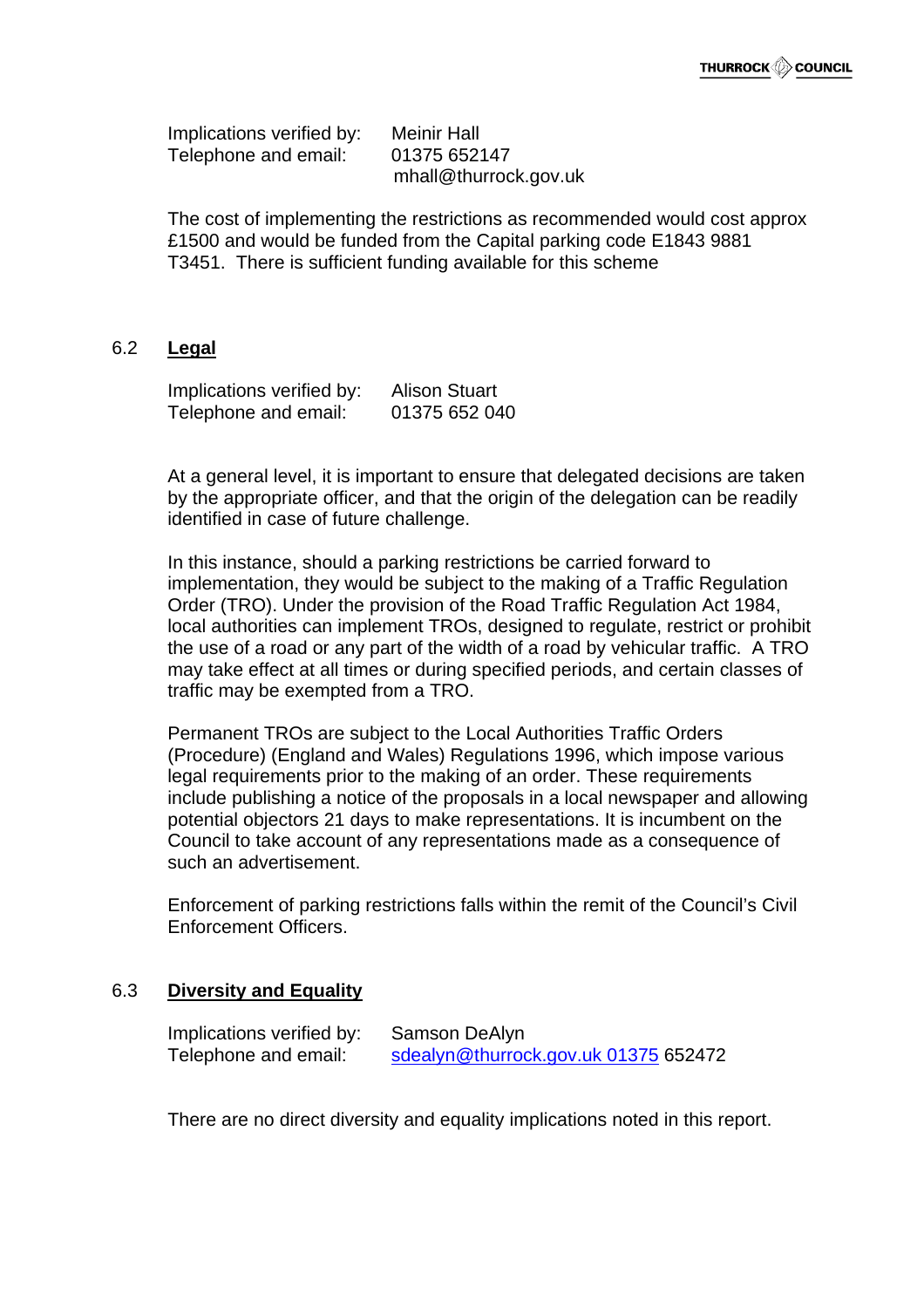Implications verified by: Meinir Hall
Telephone and email: 01375 652147
mhall@thurrock.gov.uk

The cost of implementing the restrictions as recommended would cost approx £1500 and would be funded from the Capital parking code E1843 9881 T3451. There is sufficient funding available for this scheme

## 6.2 Legal

Implications verified by: Alison Stuart
Telephone and email: 01375 652 040

At a general level, it is important to ensure that delegated decisions are taken by the appropriate officer, and that the origin of the delegation can be readily identified in case of future challenge.

In this instance, should a parking restrictions be carried forward to implementation, they would be subject to the making of a Traffic Regulation Order (TRO). Under the provision of the Road Traffic Regulation Act 1984, local authorities can implement TROs, designed to regulate, restrict or prohibit the use of a road or any part of the width of a road by vehicular traffic. A TRO may take effect at all times or during specified periods, and certain classes of traffic may be exempted from a TRO.

Permanent TROs are subject to the Local Authorities Traffic Orders (Procedure) (England and Wales) Regulations 1996, which impose various legal requirements prior to the making of an order. These requirements include publishing a notice of the proposals in a local newspaper and allowing potential objectors 21 days to make representations. It is incumbent on the Council to take account of any representations made as a consequence of such an advertisement.

Enforcement of parking restrictions falls within the remit of the Council's Civil Enforcement Officers.

## 6.3 Diversity and Equality

Implications verified by: Samson DeAlyn
Telephone and email: sdealyn@thurrock.gov.uk 01375 652472

There are no direct diversity and equality implications noted in this report.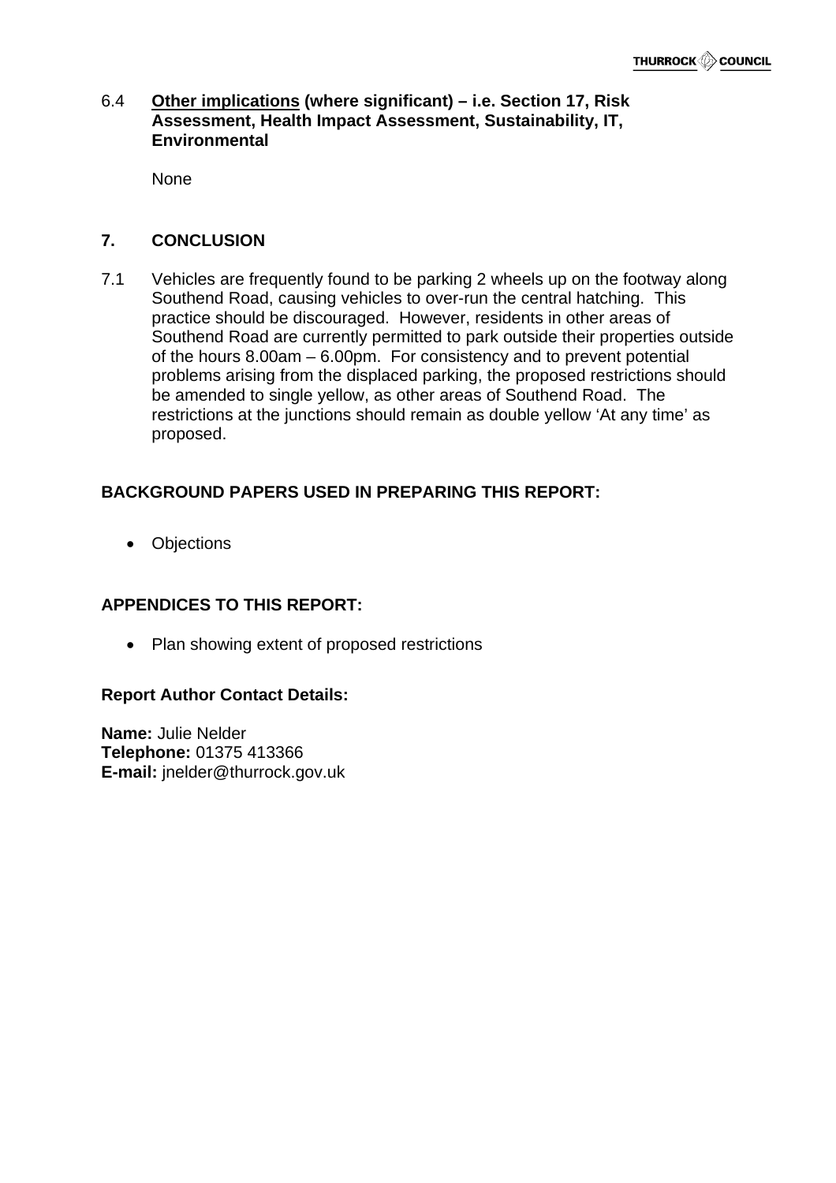6.4 **<u>Other implications</u> (where significant) – i.e. Section 17, Risk Assessment, Health Impact Assessment, Sustainability, IT, Environmental**

None

## 7. CONCLUSION

7.1 Vehicles are frequently found to be parking 2 wheels up on the footway along Southend Road, causing vehicles to over-run the central hatching. This practice should be discouraged. However, residents in other areas of Southend Road are currently permitted to park outside their properties outside of the hours 8.00am – 6.00pm. For consistency and to prevent potential problems arising from the displaced parking, the proposed restrictions should be amended to single yellow, as other areas of Southend Road. The restrictions at the junctions should remain as double yellow 'At any time' as proposed.

## BACKGROUND PAPERS USED IN PREPARING THIS REPORT:

- Objections

## APPENDICES TO THIS REPORT:

- Plan showing extent of proposed restrictions

**Report Author Contact Details:**

**Name:** Julie Nelder
**Telephone:** 01375 413366
**E-mail:** jnelder@thurrock.gov.uk